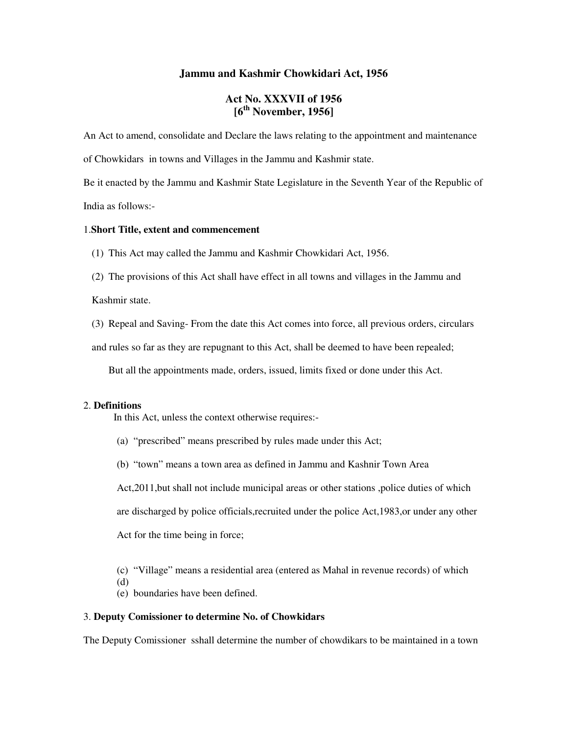# Jammu and Kashmir Chowkidari Act, 1956

## Act No. XXXVII of 1956
## [6th November, 1956]

An Act to amend, consolidate and Declare the laws relating to the appointment and maintenance of Chowkidars in towns and Villages in the Jammu and Kashmir state.

Be it enacted by the Jammu and Kashmir State Legislature in the Seventh Year of the Republic of India as follows:-

1.**Short Title, extent and commencement**

(1) This Act may called the Jammu and Kashmir Chowkidari Act, 1956.

(2) The provisions of this Act shall have effect in all towns and villages in the Jammu and Kashmir state.

(3) Repeal and Saving- From the date this Act comes into force, all previous orders, circulars and rules so far as they are repugnant to this Act, shall be deemed to have been repealed;

But all the appointments made, orders, issued, limits fixed or done under this Act.

2. **Definitions**

In this Act, unless the context otherwise requires:-

(a) "prescribed" means prescribed by rules made under this Act;

(b) "town" means a town area as defined in Jammu and Kashnir Town Area Act,2011,but shall not include municipal areas or other stations ,police duties of which are discharged by police officials,recruited under the police Act,1983,or under any other Act for the time being in force;

(c) "Village" means a residential area (entered as Mahal in revenue records) of which
(d)
(e) boundaries have been defined.

3. **Deputy Comissioner to determine No. of Chowkidars**

The Deputy Comissioner sshall determine the number of chowdikars to be maintained in a town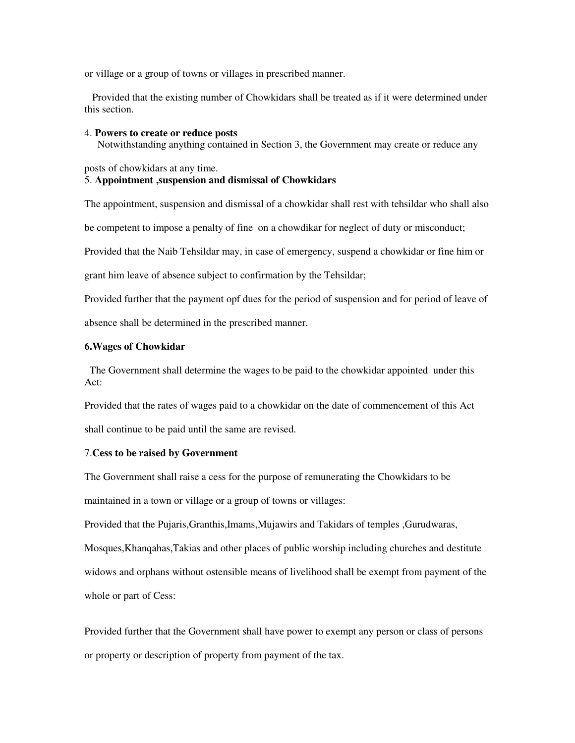or village or a group of towns or villages in prescribed manner.

Provided that the existing number of Chowkidars shall be treated as if it were determined under this section.

4. **Powers to create or reduce posts**

Notwithstanding anything contained in Section 3, the Government may create or reduce any posts of chowkidars at any time.

5. **Appointment ,suspension and dismissal of Chowkidars**

The appointment, suspension and dismissal of a chowkidar shall rest with tehsildar who shall also be competent to impose a penalty of fine on a chowdikar for neglect of duty or misconduct;

Provided that the Naib Tehsildar may, in case of emergency, suspend a chowkidar or fine him or grant him leave of absence subject to confirmation by the Tehsildar;

Provided further that the payment opf dues for the period of suspension and for period of leave of absence shall be determined in the prescribed manner.

**6.Wages of Chowkidar**

The Government shall determine the wages to be paid to the chowkidar appointed under this Act:

Provided that the rates of wages paid to a chowkidar on the date of commencement of this Act shall continue to be paid until the same are revised.

7.**Cess to be raised by Government**

The Government shall raise a cess for the purpose of remunerating the Chowkidars to be maintained in a town or village or a group of towns or villages:

Provided that the Pujaris,Granthis,Imams,Mujawirs and Takidars of temples ,Gurudwaras, Mosques,Khanqahas,Takias and other places of public worship including churches and destitute widows and orphans without ostensible means of livelihood shall be exempt from payment of the whole or part of Cess:

Provided further that the Government shall have power to exempt any person or class of persons or property or description of property from payment of the tax.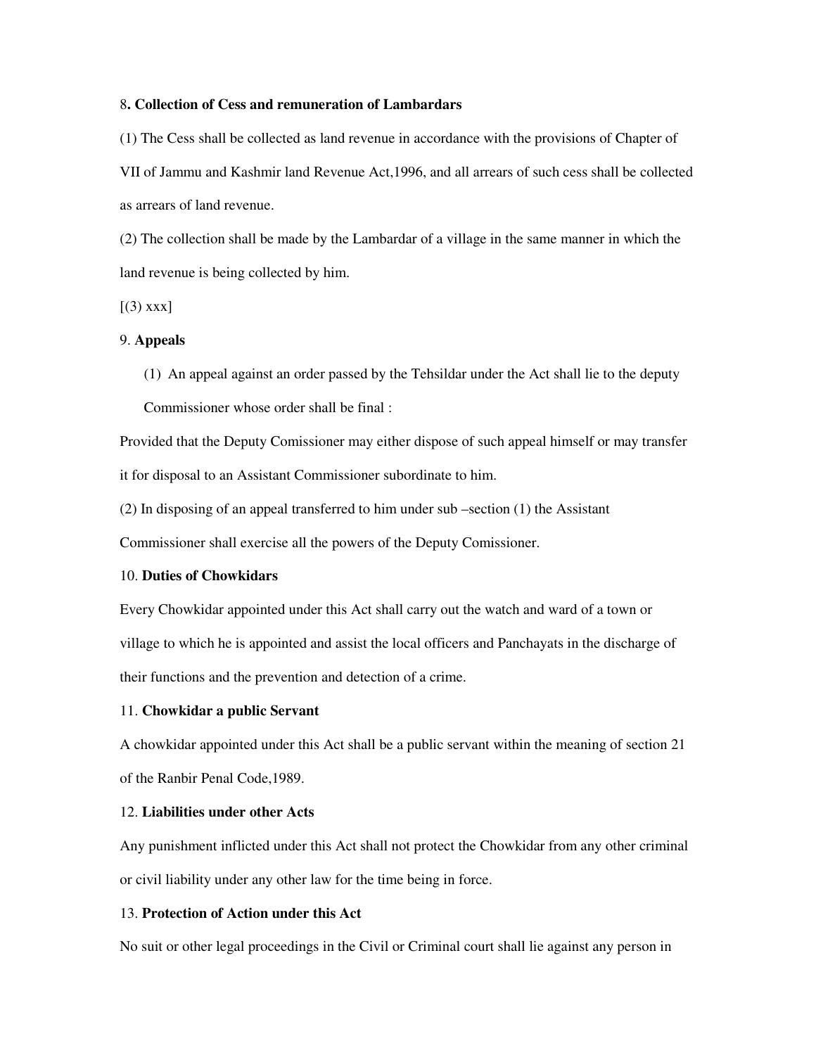8**. Collection of Cess and remuneration of Lambardars**

(1) The Cess shall be collected as land revenue in accordance with the provisions of Chapter of VII of Jammu and Kashmir land Revenue Act,1996, and all arrears of such cess shall be collected as arrears of land revenue.

(2) The collection shall be made by the Lambardar of a village in the same manner in which the land revenue is being collected by him.

[(3) xxx]

9. **Appeals**

(1) An appeal against an order passed by the Tehsildar under the Act shall lie to the deputy Commissioner whose order shall be final :

Provided that the Deputy Comissioner may either dispose of such appeal himself or may transfer it for disposal to an Assistant Commissioner subordinate to him.

(2) In disposing of an appeal transferred to him under sub –section (1) the Assistant Commissioner shall exercise all the powers of the Deputy Comissioner.

10. **Duties of Chowkidars**

Every Chowkidar appointed under this Act shall carry out the watch and ward of a town or village to which he is appointed and assist the local officers and Panchayats in the discharge of their functions and the prevention and detection of a crime.

11. **Chowkidar a public Servant**

A chowkidar appointed under this Act shall be a public servant within the meaning of section 21 of the Ranbir Penal Code,1989.

12. **Liabilities under other Acts**

Any punishment inflicted under this Act shall not protect the Chowkidar from any other criminal or civil liability under any other law for the time being in force.

13. **Protection of Action under this Act**

No suit or other legal proceedings in the Civil or Criminal court shall lie against any person in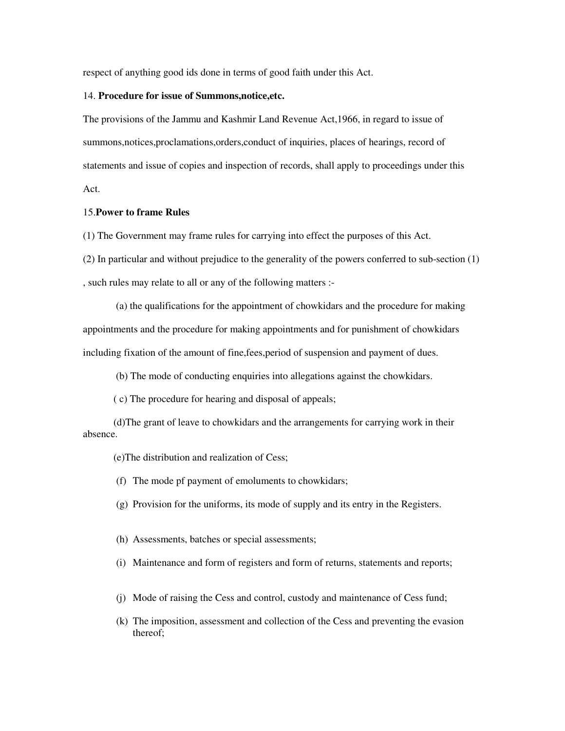respect of anything good ids done in terms of good faith under this Act.

14. **Procedure for issue of Summons,notice,etc.**

The provisions of the Jammu and Kashmir Land Revenue Act,1966, in regard to issue of summons,notices,proclamations,orders,conduct of inquiries, places of hearings, record of statements and issue of copies and inspection of records, shall apply to proceedings under this Act.

15.**Power to frame Rules**

(1) The Government may frame rules for carrying into effect the purposes of this Act.

(2) In particular and without prejudice to the generality of the powers conferred to sub-section (1) , such rules may relate to all or any of the following matters :-

(a) the qualifications for the appointment of chowkidars and the procedure for making appointments and the procedure for making appointments and for punishment of chowkidars including fixation of the amount of fine,fees,period of suspension and payment of dues.

(b) The mode of conducting enquiries into allegations against the chowkidars.

( c) The procedure for hearing and disposal of appeals;

(d)The grant of leave to chowkidars and the arrangements for carrying work in their absence.

(e)The distribution and realization of Cess;

(f) The mode pf payment of emoluments to chowkidars;

(g) Provision for the uniforms, its mode of supply and its entry in the Registers.

(h) Assessments, batches or special assessments;

(i) Maintenance and form of registers and form of returns, statements and reports;

(j) Mode of raising the Cess and control, custody and maintenance of Cess fund;

(k) The imposition, assessment and collection of the Cess and preventing the evasion thereof;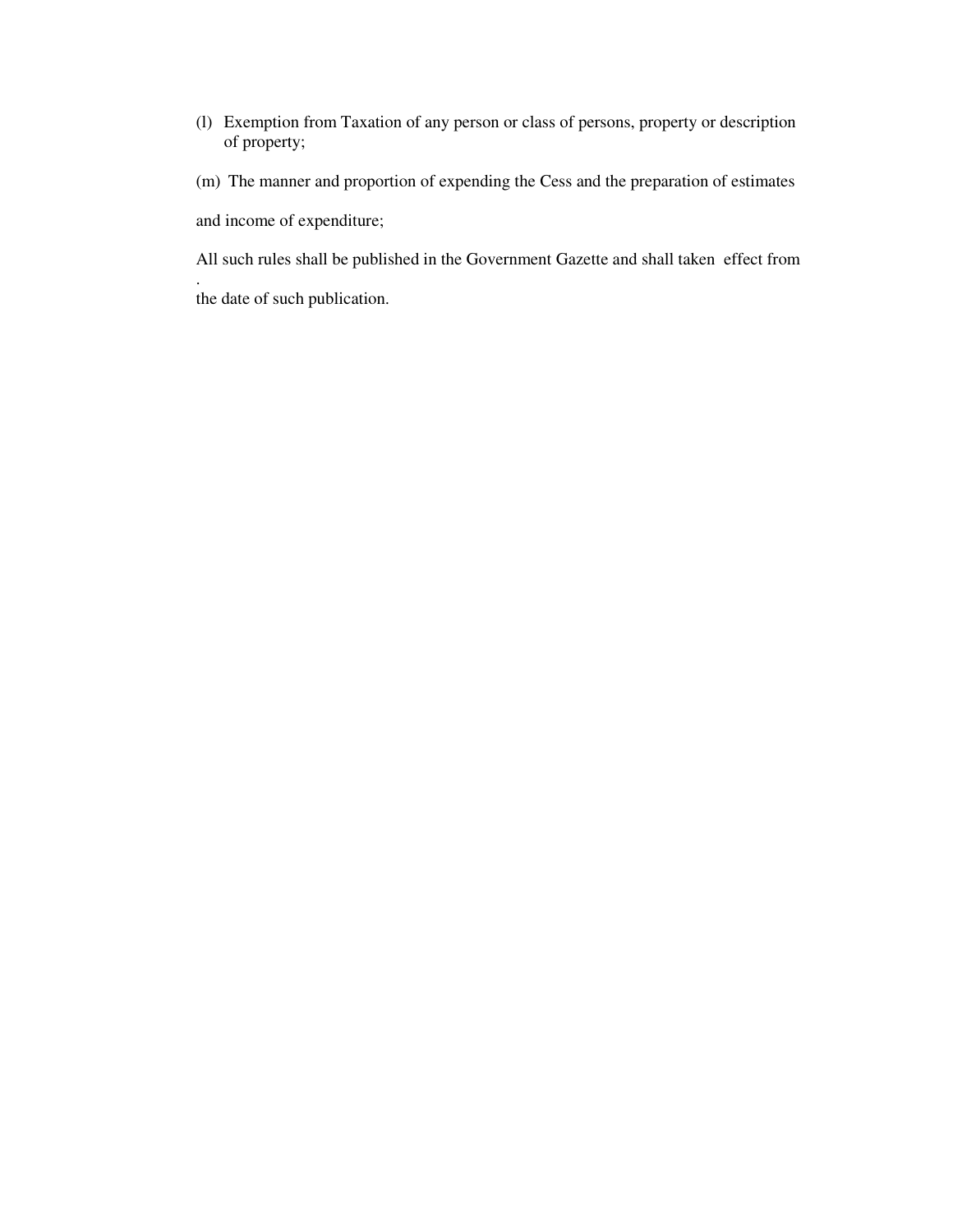(l) Exemption from Taxation of any person or class of persons, property or description of property;

(m) The manner and proportion of expending the Cess and the preparation of estimates

and income of expenditure;

All such rules shall be published in the Government Gazette and shall taken effect from

.

the date of such publication.